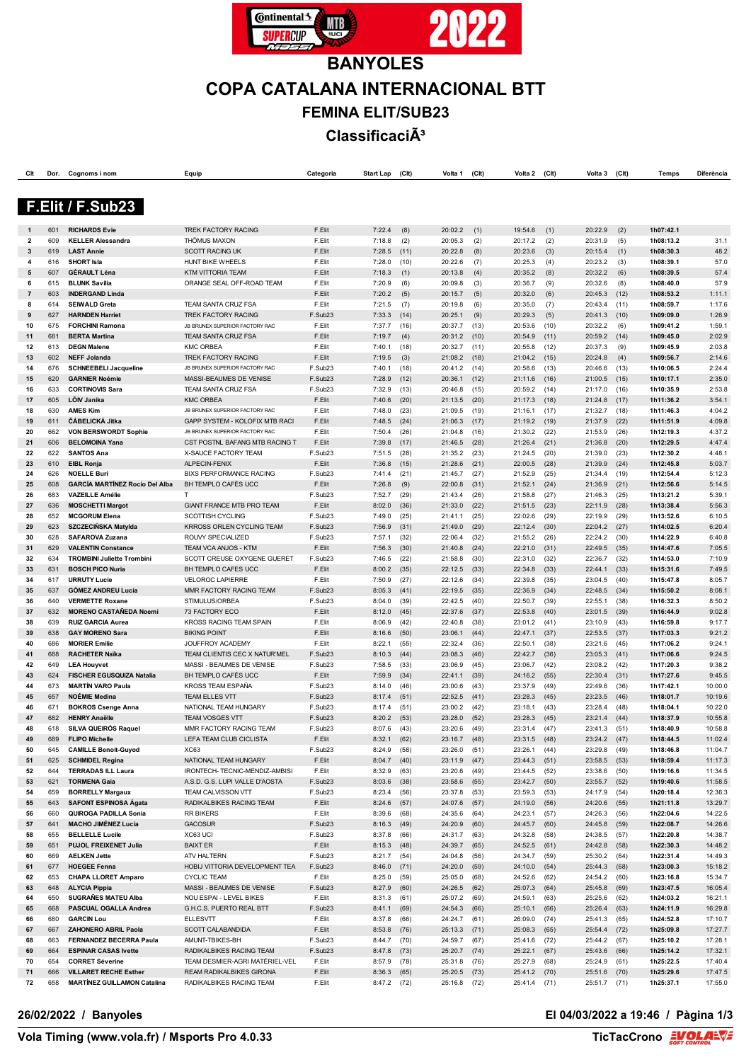# BANYOLES

## COPA CATALANA INTERNACIONAL BTT

### FEMINA ELIT/SUB23

### ClassificaciÃ³

## F.Elit / F.Sub23

| Clt | Dor. | Cognoms i nom | Equip | Categoria | Start Lap | (Clt) | Volta 1 | (Clt) | Volta 2 | (Clt) | Volta 3 | (Clt) | Temps | Diferència |
|---|---|---|---|---|---|---|---|---|---|---|---|---|---|---|
| 1 | 601 | **RICHARDS Evie** | TREK FACTORY RACING | F.Elit | 7:22.4 | (8) | 20:02.2 | (1) | 19:54.6 | (1) | 20:22.9 | (2) | 1h07:42.1 | |
| 2 | 609 | **KELLER Alessandra** | THÖMUS MAXON | F.Elit | 7:18.8 | (2) | 20:05.3 | (2) | 20:17.2 | (2) | 20:31.9 | (5) | 1h08:13.2 | 31.1 |
| 3 | 619 | **LAST Annie** | SCOTT RACING UK | F.Elit | 7:28.5 | (11) | 20:22.8 | (8) | 20:23.6 | (3) | 20:15.4 | (1) | 1h08:30.3 | 48.2 |
| 4 | 616 | **SHORT Isla** | HUNT BIKE WHEELS | F.Elit | 7:28.0 | (10) | 20:22.6 | (7) | 20:25.3 | (4) | 20:23.2 | (3) | 1h08:39.1 | 57.0 |
| 5 | 607 | **GÉRAULT Léna** | KTM VITTORIA TEAM | F.Elit | 7:18.3 | (1) | 20:13.8 | (4) | 20:35.2 | (8) | 20:32.2 | (6) | 1h08:39.5 | 57.4 |
| 6 | 615 | **BLUNK Savilia** | ORANGE SEAL OFF-ROAD TEAM | F.Elit | 7:20.9 | (6) | 20:09.8 | (3) | 20:36.7 | (9) | 20:32.6 | (8) | 1h08:40.0 | 57.9 |
| 7 | 603 | **INDERGAND Linda** | | F.Elit | 7:20.2 | (5) | 20:15.7 | (5) | 20:32.0 | (6) | 20:45.3 | (12) | 1h08:53.2 | 1:11.1 |
| 8 | 614 | **SEIWALD Greta** | TEAM SANTA CRUZ FSA | F.Elit | 7:21.5 | (7) | 20:19.8 | (6) | 20:35.0 | (7) | 20:43.4 | (11) | 1h08:59.7 | 1:17.6 |
| 9 | 627 | **HARNDEN Harriet** | TREK FACTORY RACING | F.Sub23 | 7:33.3 | (14) | 20:25.1 | (9) | 20:29.3 | (5) | 20:41.3 | (10) | 1h09:09.0 | 1:26.9 |
| 10 | 675 | **FORCHINI Ramona** | JB BRUNEX SUPERIOR FACTORY RAC | F.Elit | 7:37.7 | (16) | 20:37.7 | (13) | 20:53.6 | (10) | 20:32.2 | (6) | 1h09:41.2 | 1:59.1 |
| 11 | 681 | **BERTA Martina** | TEAM SANTA CRUZ FSA | F.Elit | 7:19.7 | (4) | 20:31.2 | (10) | 20:54.9 | (11) | 20:59.2 | (14) | 1h09:45.0 | 2:02.9 |
| 12 | 613 | **DEGN Malene** | KMC ORBEA | F.Elit | 7:40.1 | (18) | 20:32.7 | (11) | 20:55.8 | (12) | 20:37.3 | (9) | 1h09:45.9 | 2:03.8 |
| 13 | 602 | **NEFF Jolanda** | TREK FACTORY RACING | F.Elit | 7:19.5 | (3) | 21:08.2 | (18) | 21:04.2 | (15) | 20:24.8 | (4) | 1h09:56.7 | 2:14.6 |
| 14 | 676 | **SCHNEEBELI Jacqueline** | JB BRUNEX SUPERIOR FACTORY RAC | F.Sub23 | 7:40.1 | (18) | 20:41.2 | (14) | 20:58.6 | (13) | 20:46.6 | (13) | 1h10:06.5 | 2:24.4 |
| 15 | 620 | **GARNIER Noémie** | MASSI-BEAUMES DE VENISE | F.Sub23 | 7:28.9 | (12) | 20:36.1 | (12) | 21:11.6 | (16) | 21:00.5 | (15) | 1h10:17.1 | 2:35.0 |
| 16 | 633 | **CORTINOVIS Sara** | TEAM SANTA CRUZ FSA | F.Sub23 | 7:32.9 | (13) | 20:46.8 | (15) | 20:59.2 | (14) | 21:17.0 | (16) | 1h10:35.9 | 2:53.8 |
| 17 | 605 | **LÕIV Janika** | KMC ORBEA | F.Elit | 7:40.6 | (20) | 21:13.5 | (20) | 21:17.3 | (18) | 21:24.8 | (17) | 1h11:36.2 | 3:54.1 |
| 18 | 630 | **AMES Kim** | JB BRUNEX SUPERIOR FACTORY RAC | F.Elit | 7:48.0 | (23) | 21:09.5 | (19) | 21:16.1 | (17) | 21:32.7 | (18) | 1h11:46.3 | 4:04.2 |
| 19 | 611 | **ČÁBELICKÁ Jitka** | GAPP SYSTEM - KOLOFIX MTB RACI | F.Elit | 7:48.5 | (24) | 21:06.3 | (17) | 21:19.2 | (19) | 21:37.9 | (22) | 1h11:51.9 | 4:09.8 |
| 20 | 662 | **VON BERSWORDT Sophie** | JB BRUNEX SUPERIOR FACTORY RAC | F.Elit | 7:50.4 | (26) | 21:04.8 | (16) | 21:30.2 | (22) | 21:53.9 | (26) | 1h12:19.3 | 4:37.2 |
| 21 | 606 | **BELOMOINA Yana** | CST POSTNL BAFANG MTB RACING T | F.Elit | 7:39.8 | (17) | 21:46.5 | (28) | 21:26.4 | (21) | 21:36.8 | (20) | 1h12:29.5 | 4:47.4 |
| 22 | 622 | **SANTOS Ana** | X-SAUCE FACTORY TEAM | F.Sub23 | 7:51.5 | (28) | 21:35.2 | (23) | 21:24.5 | (20) | 21:39.0 | (23) | 1h12:30.2 | 4:48.1 |
| 23 | 610 | **EIBL Ronja** | ALPECIN-FENIX | F.Elit | 7:36.8 | (15) | 21:28.6 | (21) | 22:00.5 | (28) | 21:39.9 | (24) | 1h12:45.8 | 5:03.7 |
| 24 | 626 | **NOELLE Buri** | BIXS PERFORMANCE RACING | F.Sub23 | 7:41.4 | (21) | 21:45.7 | (27) | 21:52.9 | (25) | 21:34.4 | (19) | 1h12:54.4 | 5:12.3 |
| 25 | 608 | **GARCÍA MARTÍNEZ Rocío Del Alba** | BH TEMPLO CAFÉS UCC | F.Elit | 7:26.8 | (9) | 22:00.8 | (31) | 21:52.1 | (24) | 21:36.9 | (21) | 1h12:56.6 | 5:14.5 |
| 26 | 683 | **VAZEILLE Amélie** | T | F.Sub23 | 7:52.7 | (29) | 21:43.4 | (26) | 21:58.8 | (27) | 21:46.3 | (25) | 1h13:21.2 | 5:39.1 |
| 27 | 636 | **MOSCHETTI Margot** | GIANT FRANCE MTB PRO TEAM | F.Elit | 8:02.0 | (36) | 21:33.0 | (22) | 21:51.5 | (23) | 22:11.9 | (28) | 1h13:38.4 | 5:56.3 |
| 28 | 652 | **MCGORUM Elena** | SCOTTISH CYCLING | F.Sub23 | 7:49.0 | (25) | 21:41.1 | (25) | 22:02.6 | (29) | 22:19.9 | (29) | 1h13:52.6 | 6:10.5 |
| 29 | 623 | **SZCZECIŃSKA Matylda** | KRROSS ORLEN CYCLING TEAM | F.Sub23 | 7:56.9 | (31) | 21:49.0 | (29) | 22:12.4 | (30) | 22:04.2 | (27) | 1h14:02.5 | 6:20.4 |
| 30 | 628 | **SAFAROVA Zuzana** | ROUVY SPECIALIZED | F.Sub23 | 7:57.1 | (32) | 22:06.4 | (32) | 21:55.2 | (26) | 22:24.2 | (30) | 1h14:22.9 | 6:40.8 |
| 31 | 629 | **VALENTIN Constance** | TEAM VCA ANJOS - KTM | F.Elit | 7:56.3 | (30) | 21:40.8 | (24) | 22:21.0 | (31) | 22:49.5 | (35) | 1h14:47.6 | 7:05.5 |
| 32 | 634 | **TROMBINI Juliette Trombini** | SCOTT CREUSE OXYGENE GUERET | F.Sub23 | 7:46.5 | (22) | 21:58.8 | (30) | 22:31.0 | (32) | 22:36.7 | (32) | 1h14:53.0 | 7:10.9 |
| 33 | 631 | **BOSCH PICO Nuria** | BH TEMPLO CAFES UCC | F.Elit | 8:00.2 | (35) | 22:12.5 | (33) | 22:34.8 | (33) | 22:44.1 | (33) | 1h15:31.6 | 7:49.5 |
| 34 | 617 | **URRUTY Lucie** | VELOROC LAPIERRE | F.Elit | 7:50.9 | (27) | 22:12.6 | (34) | 22:39.8 | (35) | 23:04.5 | (40) | 1h15:47.8 | 8:05.7 |
| 35 | 637 | **GÓMEZ ANDREU Lucía** | MMR FACTORY RACING TEAM | F.Sub23 | 8:05.3 | (41) | 22:19.5 | (35) | 22:36.9 | (34) | 22:48.5 | (34) | 1h15:50.2 | 8:08.1 |
| 36 | 640 | **VERMETTE Roxane** | STIMULUS/ORBEA | F.Sub23 | 8:04.0 | (39) | 22:52.5 | (40) | 22:50.7 | (39) | 22:55.1 | (38) | 1h16:32.3 | 8:50.2 |
| 37 | 632 | **MORENO CASTAÑEDA Noemi** | 73 FACTORY ECO | F.Elit | 8:12.0 | (45) | 22:37.6 | (37) | 22:53.8 | (40) | 23:01.5 | (39) | 1h16:44.9 | 9:02.8 |
| 38 | 639 | **RUIZ GARCIA Aurea** | KROSS RACING TEAM SPAIN | F.Elit | 8:06.9 | (42) | 22:40.8 | (38) | 23:01.2 | (41) | 23:10.9 | (43) | 1h16:59.8 | 9:17.7 |
| 39 | 638 | **GAY MORENO Sara** | BIKING POINT | F.Elit | 8:16.6 | (50) | 23:06.1 | (44) | 22:47.1 | (37) | 22:53.5 | (37) | 1h17:03.3 | 9:21.2 |
| 40 | 686 | **MORIER Emilie** | JOUFFROY ACADEMY | F.Elit | 8:22.1 | (55) | 22:32.4 | (36) | 22:50.1 | (38) | 23:21.6 | (45) | 1h17:06.2 | 9:24.1 |
| 41 | 688 | **RACHETER Naïka** | TEAM CLIENTIS CEC X NATUR'MEL | F.Sub23 | 8:10.3 | (44) | 23:08.3 | (46) | 22:42.7 | (36) | 23:05.3 | (41) | 1h17:06.6 | 9:24.5 |
| 42 | 649 | **LEA Houyvet** | MASSI - BEAUMES DE VENISE | F.Sub23 | 7:58.5 | (33) | 23:06.9 | (45) | 23:06.7 | (42) | 23:08.2 | (42) | 1h17:20.3 | 9:38.2 |
| 43 | 624 | **FISCHER EGUSQUIZA Natalia** | BH TEMPLO CAFÉS UCC | F.Elit | 7:59.9 | (34) | 22:41.1 | (39) | 24:16.2 | (55) | 22:30.4 | (31) | 1h17:27.6 | 9:45.5 |
| 44 | 673 | **MARTÍN VARO Paula** | KROSS TEAM ESPAÑA | F.Sub23 | 8:14.0 | (46) | 23:00.6 | (43) | 23:37.9 | (49) | 22:49.6 | (36) | 1h17:42.1 | 10:00.0 |
| 45 | 657 | **NOÉMIE Medina** | TEAM ELLES VTT | F.Sub23 | 8:17.4 | (51) | 22:52.5 | (41) | 23:28.3 | (45) | 23:23.5 | (46) | 1h18:01.7 | 10:19.6 |
| 46 | 671 | **BOKROS Csenge Anna** | NATIONAL TEAM HUNGARY | F.Sub23 | 8:17.4 | (51) | 23:00.2 | (42) | 23:18.1 | (43) | 23:28.4 | (48) | 1h18:04.1 | 10:22.0 |
| 47 | 682 | **HENRY Anaëlle** | TEAM VOSGES VTT | F.Sub23 | 8:20.2 | (53) | 23:28.0 | (52) | 23:28.3 | (45) | 23:21.4 | (44) | 1h18:37.9 | 10:55.8 |
| 48 | 618 | **SILVA QUEIRÓS Raquel** | MMR FACTORY RACING TEAM | F.Sub23 | 8:07.6 | (43) | 23:20.6 | (49) | 23:31.4 | (47) | 23:41.3 | (51) | 1h18:40.9 | 10:58.8 |
| 49 | 689 | **FLIPO Michelle** | LEFA TEAM CLUB CICLISTA | F.Elit | 8:32.1 | (62) | 23:16.7 | (48) | 23:31.5 | (48) | 23:24.2 | (47) | 1h18:44.5 | 11:02.4 |
| 50 | 645 | **CAMILLE Benoit-Guyod** | XC63 | F.Sub23 | 8:24.9 | (58) | 23:26.0 | (51) | 23:26.1 | (44) | 23:29.8 | (49) | 1h18:46.8 | 11:04.7 |
| 51 | 625 | **SCHMIDEL Regina** | NATIONAL TEAM HUNGARY | F.Elit | 8:04.7 | (40) | 23:11.9 | (47) | 23:44.3 | (51) | 23:58.5 | (53) | 1h18:59.4 | 11:17.3 |
| 52 | 644 | **TERRADAS ILL Laura** | IRONTECH- TECNIC-MENDIZ-AMBISI | F.Elit | 8:32.9 | (63) | 23:20.6 | (49) | 23:44.5 | (52) | 23:38.6 | (50) | 1h19:16.6 | 11:34.5 |
| 53 | 621 | **TORMENA Gaia** | A.S.D. G.S. LUPI VALLE D'AOSTA | F.Sub23 | 8:03.6 | (38) | 23:58.6 | (55) | 23:42.7 | (50) | 23:55.7 | (52) | 1h19:40.6 | 11:58.5 |
| 54 | 659 | **BORRELLY Margaux** | TEAM CALVISSON VTT | F.Sub23 | 8:23.4 | (56) | 23:37.8 | (53) | 23:59.3 | (53) | 24:17.9 | (54) | 1h20:18.4 | 12:36.3 |
| 55 | 643 | **SAFONT ESPINOSA Àgata** | RADIKALBIKES RACING TEAM | F.Elit | 8:24.6 | (57) | 24:07.6 | (57) | 24:19.0 | (56) | 24:20.6 | (55) | 1h21:11.8 | 13:29.7 |
| 56 | 660 | **QUIROGA PADILLA Sonia** | RR BIKERS | F.Elit | 8:39.6 | (68) | 24:35.6 | (64) | 24:23.1 | (57) | 24:26.3 | (56) | 1h22:04.6 | 14:22.5 |
| 57 | 641 | **MACHO JIMÉNEZ Lucía** | GACOSUR | F.Sub23 | 8:16.3 | (49) | 24:20.9 | (60) | 24:45.7 | (60) | 24:45.8 | (59) | 1h22:08.7 | 14:26.6 |
| 58 | 655 | **BELLELLE Lucile** | XC63 UCI | F.Sub23 | 8:37.8 | (66) | 24:31.7 | (63) | 24:32.8 | (58) | 24:38.5 | (57) | 1h22:20.8 | 14:38.7 |
| 59 | 651 | **PUJOL FREIXENET Julia** | BAIXT ER | F.Elit | 8:15.3 | (48) | 24:39.7 | (65) | 24:52.5 | (61) | 24:42.8 | (58) | 1h22:30.3 | 14:48.2 |
| 60 | 669 | **AELKEN Jette** | ATV HALTERN | F.Sub23 | 8:21.7 | (54) | 24:04.8 | (56) | 24:34.7 | (59) | 25:30.2 | (64) | 1h22:31.4 | 14:49.3 |
| 61 | 677 | **HOEGEE Fenna** | HOBIJ VITTORIA DEVELOPMENT TEA | F.Sub23 | 8:46.0 | (71) | 24:20.0 | (59) | 24:10.0 | (54) | 25:44.3 | (68) | 1h23:00.3 | 15:18.2 |
| 62 | 653 | **CHAPA LLORET Amparo** | CYCLIC TEAM | F.Elit | 8:25.0 | (59) | 25:05.0 | (68) | 24:52.6 | (62) | 24:54.2 | (60) | 1h23:16.8 | 15:34.7 |
| 63 | 648 | **ALYCIA Pippia** | MASSI - BEAUMES DE VENISE | F.Sub23 | 8:27.9 | (60) | 24:26.5 | (62) | 25:07.3 | (64) | 25:45.8 | (69) | 1h23:47.5 | 16:05.4 |
| 64 | 650 | **SUGRAÑES MATEU Alba** | NOU ESPAI - LEVEL BIKES | F.Elit | 8:31.3 | (61) | 25:07.2 | (69) | 24:59.1 | (63) | 25:25.6 | (62) | 1h24:03.2 | 16:21.1 |
| 65 | 668 | **PASCUAL OGALLA Andrea** | G.H.C.S. PUERTO REAL BTT | F.Sub23 | 8:41.1 | (69) | 24:54.3 | (66) | 25:10.1 | (66) | 25:26.4 | (63) | 1h24:11.9 | 16:29.8 |
| 66 | 680 | **GARCIN Lou** | ELLESVTT | F.Elit | 8:37.8 | (66) | 24:24.7 | (61) | 26:09.0 | (74) | 25:41.3 | (65) | 1h24:52.8 | 17:10.7 |
| 67 | 667 | **ZAHONERO ABRIL Paola** | SCOTT CALABANDIDA | F.Elit | 8:53.8 | (76) | 25:13.3 | (71) | 25:08.3 | (65) | 25:54.4 | (72) | 1h25:09.8 | 17:27.7 |
| 68 | 663 | **FERNANDEZ BECERRA Paula** | AMUNT-TBIKES-BH | F.Sub23 | 8:44.7 | (70) | 24:59.7 | (67) | 25:41.6 | (72) | 25:44.2 | (67) | 1h25:10.2 | 17:28.1 |
| 69 | 664 | **ESPINAR CASAS Ivette** | RADIKALBIKES RACING TEAM | F.Sub23 | 8:47.8 | (73) | 25:20.7 | (74) | 25:22.1 | (67) | 25:43.6 | (66) | 1h25:14.2 | 17:32.1 |
| 70 | 654 | **CORRET Séverine** | TEAM DESMIER-AGRI MATÉRIEL-VEL | F.Elit | 8:57.9 | (78) | 25:31.8 | (76) | 25:27.9 | (68) | 25:24.9 | (61) | 1h25:22.5 | 17:40.4 |
| 71 | 666 | **VILLARET RECHE Esther** | REAM RADIKALBIKES GIRONA | F.Elit | 8:36.3 | (65) | 25:20.5 | (73) | 25:41.2 | (70) | 25:51.6 | (70) | 1h25:29.6 | 17:47.5 |
| 72 | 658 | **MARTÍNEZ GUILLAMON Catalina** | RADIKALBIKES RACING TEAM | F.Elit | 8:47.2 | (72) | 25:16.8 | (72) | 25:41.4 | (71) | 25:51.7 | (71) | 1h25:37.1 | 17:55.0 |

**26/02/2022 / Banyoles**

**El 04/03/2022 a 19:46**

**Vola Timing (www.vola.fr) / Msports Pro 4.0.33**

**TicTacCrono**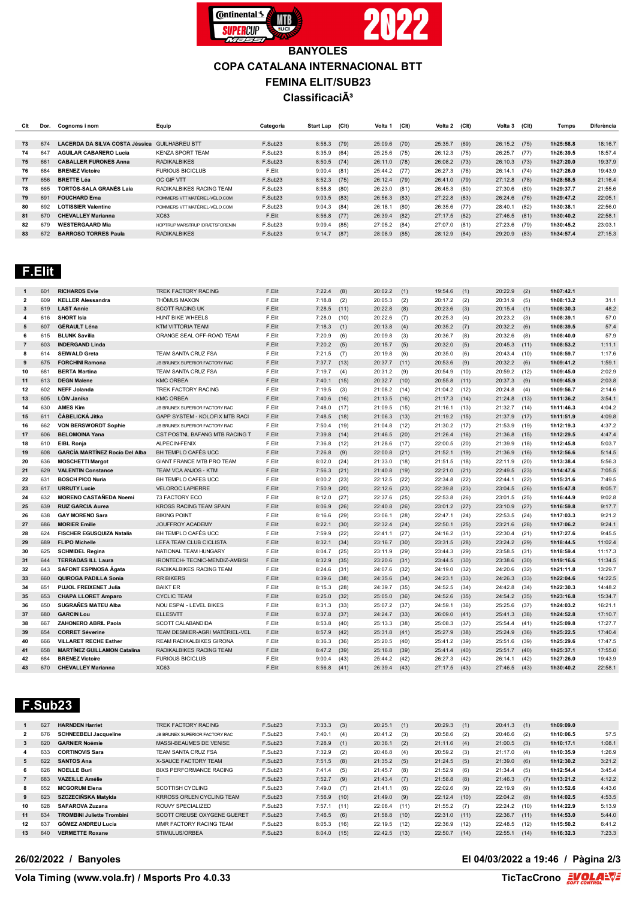# BANYOLES

## COPA CATALANA INTERNACIONAL BTT

## FEMINA ELIT/SUB23

## ClassificaciÃ³

| Clt | Dor. | Cognoms i nom | Equip | Categoria | Start Lap | (Clt) | Volta 1 | (Clt) | Volta 2 | (Clt) | Volta 3 | (Clt) | Temps | Diferència |
|---|---|---|---|---|---|---|---|---|---|---|---|---|---|---|
| 73 | 674 | **LACERDA DA SILVA COSTA Jéssica** | GUILHABREU BTT | F.Sub23 | 8:58.3 | (79) | 25:09.6 | (70) | 25:35.7 | (69) | 26:15.2 | (75) | **1h25:58.8** | 18:16.7 |
| 74 | 647 | **AGUILAR CABAÑERO Lucía** | KENZA SPORT TEAM | F.Sub23 | 8:35.9 | (64) | 25:25.6 | (75) | 26:12.3 | (75) | 26:25.7 | (77) | **1h26:39.5** | 18:57.4 |
| 75 | 661 | **CABALLER FURONES Anna** | RADIKALBIKES | F.Sub23 | 8:50.5 | (74) | 26:11.0 | (78) | 26:08.2 | (73) | 26:10.3 | (73) | **1h27:20.0** | 19:37.9 |
| 76 | 684 | **BRENEZ Victoire** | FURIOUS BICICLUB | F.Elit | 9:00.4 | (81) | 25:44.2 | (77) | 26:27.3 | (76) | 26:14.1 | (74) | **1h27:26.0** | 19:43.9 |
| 77 | 656 | **BRETTE Léa** | OC GIF VTT | F.Sub23 | 8:52.3 | (75) | 26:12.4 | (79) | 26:41.0 | (79) | 27:12.8 | (78) | **1h28:58.5** | 21:16.4 |
| 78 | 665 | **TORTÓS-SALA GRANÉS Laia** | RADIKALBIKES RACING TEAM | F.Sub23 | 8:58.8 | (80) | 26:23.0 | (81) | 26:45.3 | (80) | 27:30.6 | (80) | **1h29:37.7** | 21:55.6 |
| 79 | 691 | **FOUCHARD Ema** | POMMIERS VTT MATÉRIEL-VÉLO.COM | F.Sub23 | 9:03.5 | (83) | 26:56.3 | (83) | 27:22.8 | (83) | 26:24.6 | (76) | **1h29:47.2** | 22:05.1 |
| 80 | 692 | **LOTISSIER Valentine** | POMMIERS VTT MATÉRIEL-VÉLO.COM | F.Sub23 | 9:04.3 | (84) | 26:18.1 | (80) | 26:35.6 | (77) | 28:40.1 | (82) | **1h30:38.1** | 22:56.0 |
| 81 | 670 | **CHEVALLEY Marianna** | XC63 | F.Elit | 8:56.8 | (77) | 26:39.4 | (82) | 27:17.5 | (82) | 27:46.5 | (81) | **1h30:40.2** | 22:58.1 |
| 82 | 679 | **WESTERGAARD Mia** | HOPTRUP MARSTRUP IDRÆTSFORENIN | F.Sub23 | 9:09.4 | (85) | 27:05.2 | (84) | 27:07.0 | (81) | 27:23.6 | (79) | **1h30:45.2** | 23:03.1 |
| 83 | 672 | **BARROSO TORRES Paula** | RADIKALBIKES | F.Sub23 | 9:14.7 | (87) | 28:08.9 | (85) | 28:12.9 | (84) | 29:20.9 | (83) | **1h34:57.4** | 27:15.3 |

## F.Elit

| Clt | Dor. | Cognoms i nom | Equip | Categoria | Start Lap | (Clt) | Volta 1 | (Clt) | Volta 2 | (Clt) | Volta 3 | (Clt) | Temps | Diferència |
|---|---|---|---|---|---|---|---|---|---|---|---|---|---|---|
| 1 | 601 | **RICHARDS Evie** | TREK FACTORY RACING | F.Elit | 7:22.4 | (8) | 20:02.2 | (1) | 19:54.6 | (1) | 20:22.9 | (2) | **1h07:42.1** | |
| 2 | 609 | **KELLER Alessandra** | THÖMUS MAXON | F.Elit | 7:18.8 | (2) | 20:05.3 | (2) | 20:17.2 | (2) | 20:31.9 | (5) | **1h08:13.2** | 31.1 |
| 3 | 619 | **LAST Annie** | SCOTT RACING UK | F.Elit | 7:28.5 | (11) | 20:22.8 | (8) | 20:23.6 | (3) | 20:15.4 | (1) | **1h08:30.3** | 48.2 |
| 4 | 616 | **SHORT Isla** | HUNT BIKE WHEELS | F.Elit | 7:28.0 | (10) | 20:22.6 | (7) | 20:25.3 | (4) | 20:23.2 | (3) | **1h08:39.1** | 57.0 |
| 5 | 607 | **GÉRAULT Léna** | KTM VITTORIA TEAM | F.Elit | 7:18.3 | (1) | 20:13.8 | (4) | 20:35.2 | (7) | 20:32.2 | (6) | **1h08:39.5** | 57.4 |
| 6 | 615 | **BLUNK Savilia** | ORANGE SEAL OFF-ROAD TEAM | F.Elit | 7:20.9 | (6) | 20:09.8 | (3) | 20:36.7 | (8) | 20:32.6 | (8) | **1h08:40.0** | 57.9 |
| 7 | 603 | **INDERGAND Linda** | | F.Elit | 7:20.2 | (5) | 20:15.7 | (5) | 20:32.0 | (5) | 20:45.3 | (11) | **1h08:53.2** | 1:11.1 |
| 8 | 614 | **SEIWALD Greta** | TEAM SANTA CRUZ FSA | F.Elit | 7:21.5 | (7) | 20:19.8 | (6) | 20:35.0 | (6) | 20:43.4 | (10) | **1h08:59.7** | 1:17.6 |
| 9 | 675 | **FORCHINI Ramona** | JB BRUNEX SUPERIOR FACTORY RAC | F.Elit | 7:37.7 | (13) | 20:37.7 | (11) | 20:53.6 | (9) | 20:32.2 | (6) | **1h09:41.2** | 1:59.1 |
| 10 | 681 | **BERTA Martina** | TEAM SANTA CRUZ FSA | F.Elit | 7:19.7 | (4) | 20:31.2 | (9) | 20:54.9 | (10) | 20:59.2 | (12) | **1h09:45.0** | 2:02.9 |
| 11 | 613 | **DEGN Malene** | KMC ORBEA | F.Elit | 7:40.1 | (15) | 20:32.7 | (10) | 20:55.8 | (11) | 20:37.3 | (9) | **1h09:45.9** | 2:03.8 |
| 12 | 602 | **NEFF Jolanda** | TREK FACTORY RACING | F.Elit | 7:19.5 | (3) | 21:08.2 | (14) | 21:04.2 | (12) | 20:24.8 | (4) | **1h09:56.7** | 2:14.6 |
| 13 | 605 | **LÖW Janika** | KMC ORBEA | F.Elit | 7:40.6 | (16) | 21:13.5 | (16) | 21:17.3 | (14) | 21:24.8 | (13) | **1h11:36.2** | 3:54.1 |
| 14 | 630 | **AMES Kim** | JB BRUNEX SUPERIOR FACTORY RAC | F.Elit | 7:48.0 | (17) | 21:09.5 | (15) | 21:16.1 | (13) | 21:32.7 | (14) | **1h11:46.3** | 4:04.2 |
| 15 | 611 | **ČÁBELICKÁ Jitka** | GAPP SYSTEM - KOLOFIX MTB RACI | F.Elit | 7:48.5 | (18) | 21:06.3 | (13) | 21:19.2 | (15) | 21:37.9 | (17) | **1h11:51.9** | 4:09.8 |
| 16 | 662 | **VON BERSWORDT Sophie** | JB BRUNEX SUPERIOR FACTORY RAC | F.Elit | 7:50.4 | (19) | 21:04.8 | (12) | 21:30.2 | (17) | 21:53.9 | (19) | **1h12:19.3** | 4:37.2 |
| 17 | 606 | **BELOMOINA Yana** | CST POSTNL BAFANG MTB RACING T | F.Elit | 7:39.8 | (14) | 21:46.5 | (20) | 21:26.4 | (16) | 21:36.8 | (15) | **1h12:29.5** | 4:47.4 |
| 18 | 610 | **EIBL Ronja** | ALPECIN-FENIX | F.Elit | 7:36.8 | (12) | 21:28.6 | (17) | 22:00.5 | (20) | 21:39.9 | (18) | **1h12:45.8** | 5:03.7 |
| 19 | 608 | **GARCÍA MARTÍNEZ Rocío Del Alba** | BH TEMPLO CAFÉS UCC | F.Elit | 7:26.8 | (9) | 22:00.8 | (21) | 21:52.1 | (19) | 21:36.9 | (16) | **1h12:56.6** | 5:14.5 |
| 20 | 636 | **MOSCHETTI Margot** | GIANT FRANCE MTB PRO TEAM | F.Elit | 8:02.0 | (24) | 21:33.0 | (18) | 21:51.5 | (18) | 22:11.9 | (20) | **1h13:38.4** | 5:56.3 |
| 21 | 629 | **VALENTIN Constance** | TEAM VCA ANJOS - KTM | F.Elit | 7:56.3 | (21) | 21:40.8 | (19) | 22:21.0 | (21) | 22:49.5 | (23) | **1h14:47.6** | 7:05.5 |
| 22 | 631 | **BOSCH PICO Nuria** | BH TEMPLO CAFES UCC | F.Elit | 8:00.2 | (23) | 22:12.5 | (22) | 22:34.8 | (22) | 22:44.1 | (22) | **1h15:31.6** | 7:49.5 |
| 23 | 617 | **URRUTY Lucie** | VELOROC LAPIERRE | F.Elit | 7:50.9 | (20) | 22:12.6 | (23) | 22:39.8 | (23) | 23:04.5 | (26) | **1h15:47.8** | 8:05.7 |
| 24 | 632 | **MORENO CASTAÑEDA Noemi** | 73 FACTORY ECO | F.Elit | 8:12.0 | (27) | 22:37.6 | (25) | 22:53.8 | (26) | 23:01.5 | (25) | **1h16:44.9** | 9:02.8 |
| 25 | 639 | **RUIZ GARCIA Aurea** | KROSS RACING TEAM SPAIN | F.Elit | 8:06.9 | (26) | 22:40.8 | (26) | 23:01.2 | (27) | 23:10.9 | (27) | **1h16:59.8** | 9:17.7 |
| 26 | 638 | **GAY MORENO Sara** | BIKING POINT | F.Elit | 8:16.6 | (29) | 23:06.1 | (28) | 22:47.1 | (24) | 22:53.5 | (24) | **1h17:03.3** | 9:21.2 |
| 27 | 686 | **MORIER Emilie** | JOUFFROY ACADEMY | F.Elit | 8:22.1 | (30) | 22:32.4 | (24) | 22:50.1 | (25) | 23:21.6 | (28) | **1h17:06.2** | 9:24.1 |
| 28 | 624 | **FISCHER EGUSQUIZA Natalia** | BH TEMPLO CAFÉS UCC | F.Elit | 7:59.9 | (22) | 22:41.1 | (27) | 24:16.2 | (31) | 22:30.4 | (21) | **1h17:27.6** | 9:45.5 |
| 29 | 689 | **FLIPO Michelle** | LEFA TEAM CLUB CICLISTA | F.Elit | 8:32.1 | (34) | 23:16.7 | (30) | 23:31.5 | (28) | 23:24.2 | (29) | **1h18:44.5** | 11:02.4 |
| 30 | 625 | **SCHMIDEL Regina** | NATIONAL TEAM HUNGARY | F.Elit | 8:04.7 | (25) | 23:11.9 | (29) | 23:44.3 | (29) | 23:58.5 | (31) | **1h18:59.4** | 11:17.3 |
| 31 | 644 | **TERRADAS ILL Laura** | IRONTECH- TECNIC-MENDIZ-AMBISI | F.Elit | 8:32.9 | (35) | 23:20.6 | (31) | 23:44.5 | (30) | 23:38.6 | (30) | **1h19:16.6** | 11:34.5 |
| 32 | 643 | **SAFONT ESPINOSA Àgata** | RADIKALBIKES RACING TEAM | F.Elit | 8:24.6 | (31) | 24:07.6 | (32) | 24:19.0 | (32) | 24:20.6 | (32) | **1h21:11.8** | 13:29.7 |
| 33 | 660 | **QUIROGA PADILLA Sonia** | RR BIKERS | F.Elit | 8:39.6 | (38) | 24:35.6 | (34) | 24:23.1 | (33) | 24:26.3 | (33) | **1h22:04.6** | 14:22.5 |
| 34 | 651 | **PUJOL FREIXENET Julia** | BAIXT ER | F.Elit | 8:15.3 | (28) | 24:39.7 | (35) | 24:52.5 | (34) | 24:42.8 | (34) | **1h22:30.3** | 14:48.2 |
| 35 | 653 | **CHAPA LLORET Amparo** | CYCLIC TEAM | F.Elit | 8:25.0 | (32) | 25:05.0 | (36) | 24:52.6 | (35) | 24:54.2 | (35) | **1h23:16.8** | 15:34.7 |
| 36 | 650 | **SUGRAÑES MATEU Alba** | NOU ESPAI - LEVEL BIKES | F.Elit | 8:31.3 | (33) | 25:07.2 | (37) | 24:59.1 | (36) | 25:25.6 | (37) | **1h24:03.2** | 16:21.1 |
| 37 | 680 | **GARCIN Lou** | ELLESVTT | F.Elit | 8:37.8 | (37) | 24:24.7 | (33) | 26:09.0 | (41) | 25:41.3 | (38) | **1h24:52.8** | 17:10.7 |
| 38 | 667 | **ZAHONERO ABRIL Paola** | SCOTT CALABANDIDA | F.Elit | 8:53.8 | (40) | 25:13.3 | (38) | 25:08.3 | (37) | 25:54.4 | (41) | **1h25:09.8** | 17:27.7 |
| 39 | 654 | **CORRET Séverine** | TEAM DESMIER-AGRI MATÉRIEL-VEL | F.Elit | 8:57.9 | (42) | 25:31.8 | (41) | 25:27.9 | (38) | 25:24.9 | (36) | **1h25:22.5** | 17:40.4 |
| 40 | 666 | **VILLARET RECHE Esther** | REAM RADIKALBIKES GIRONA | F.Elit | 8:36.3 | (36) | 25:20.5 | (40) | 25:41.2 | (39) | 25:51.6 | (39) | **1h25:29.6** | 17:47.5 |
| 41 | 658 | **MARTÍNEZ GUILLAMON Catalina** | RADIKALBIKES RACING TEAM | F.Elit | 8:47.2 | (39) | 25:16.8 | (39) | 25:41.4 | (40) | 25:51.7 | (40) | **1h25:37.1** | 17:55.0 |
| 42 | 684 | **BRENEZ Victoire** | FURIOUS BICICLUB | F.Elit | 9:00.4 | (43) | 25:44.2 | (42) | 26:27.3 | (42) | 26:14.1 | (42) | **1h27:26.0** | 19:43.9 |
| 43 | 670 | **CHEVALLEY Marianna** | XC63 | F.Elit | 8:56.8 | (41) | 26:39.4 | (43) | 27:17.5 | (43) | 27:46.5 | (43) | **1h30:40.2** | 22:58.1 |

## F.Sub23

| Clt | Dor. | Cognoms i nom | Equip | Categoria | Start Lap | (Clt) | Volta 1 | (Clt) | Volta 2 | (Clt) | Volta 3 | (Clt) | Temps | Diferència |
|---|---|---|---|---|---|---|---|---|---|---|---|---|---|---|
| 1 | 627 | **HARNDEN Harriet** | TREK FACTORY RACING | F.Sub23 | 7:33.3 | (3) | 20:25.1 | (1) | 20:29.3 | (1) | 20:41.3 | (1) | **1h09:09.0** | |
| 2 | 676 | **SCHNEEBELI Jacqueline** | JB BRUNEX SUPERIOR FACTORY RAC | F.Sub23 | 7:40.1 | (4) | 20:41.2 | (3) | 20:58.6 | (2) | 20:46.6 | (2) | **1h10:06.5** | 57.5 |
| 3 | 620 | **GARNIER Noémie** | MASSI-BEAUMES DE VENISE | F.Sub23 | 7:28.9 | (1) | 20:36.1 | (2) | 21:11.6 | (4) | 21:00.5 | (3) | **1h10:17.1** | 1:08.1 |
| 4 | 633 | **CORTINOVIS Sara** | TEAM SANTA CRUZ FSA | F.Sub23 | 7:32.9 | (2) | 20:46.8 | (4) | 20:59.2 | (3) | 21:17.0 | (4) | **1h10:35.9** | 1:26.9 |
| 5 | 622 | **SANTOS Ana** | X-SAUCE FACTORY TEAM | F.Sub23 | 7:51.5 | (8) | 21:35.2 | (5) | 21:24.5 | (5) | 21:39.0 | (6) | **1h12:30.2** | 3:21.2 |
| 6 | 626 | **NOELLE Buri** | BIXS PERFORMANCE RACING | F.Sub23 | 7:41.4 | (5) | 21:45.7 | (8) | 21:52.9 | (6) | 21:34.4 | (5) | **1h12:54.4** | 3:45.4 |
| 7 | 683 | **VAZEILLE Amélie** | T | F.Sub23 | 7:52.7 | (9) | 21:43.4 | (7) | 21:58.8 | (8) | 21:46.3 | (7) | **1h13:21.2** | 4:12.2 |
| 8 | 652 | **MCGORUM Elena** | SCOTTISH CYCLING | F.Sub23 | 7:49.0 | (7) | 21:41.1 | (6) | 22:02.6 | (9) | 22:19.9 | (9) | **1h13:52.6** | 4:43.6 |
| 9 | 623 | **SZCZECIŃSKA Matylda** | KRROSS ORLEN CYCLING TEAM | F.Sub23 | 7:56.9 | (10) | 21:49.0 | (9) | 22:12.4 | (10) | 22:04.2 | (8) | **1h14:02.5** | 4:53.5 |
| 10 | 628 | **SAFAROVA Zuzana** | ROUVY SPECIALIZED | F.Sub23 | 7:57.1 | (11) | 22:06.4 | (11) | 21:55.2 | (7) | 22:24.2 | (10) | **1h14:22.9** | 5:13.9 |
| 11 | 634 | **TROMBINI Juliette Trombini** | SCOTT CREUSE OXYGENE GUERET | F.Sub23 | 7:46.5 | (6) | 21:58.8 | (10) | 22:31.0 | (11) | 22:36.7 | (11) | **1h14:53.0** | 5:44.0 |
| 12 | 637 | **GÓMEZ ANDREU Lucía** | MMR FACTORY RACING TEAM | F.Sub23 | 8:05.3 | (16) | 22:19.5 | (12) | 22:36.9 | (12) | 22:48.5 | (12) | **1h15:50.2** | 6:41.2 |
| 13 | 640 | **VERMETTE Roxane** | STIMULUS/ORBEA | F.Sub23 | 8:04.0 | (15) | 22:42.5 | (13) | 22:50.7 | (14) | 22:55.1 | (14) | **1h16:32.3** | 7:23.3 |

26/02/2022 / Banyoles

El 04/03/2022 a 19:46

Vola Timing (www.vola.fr) / Msports Pro 4.0.33

TicTacCrono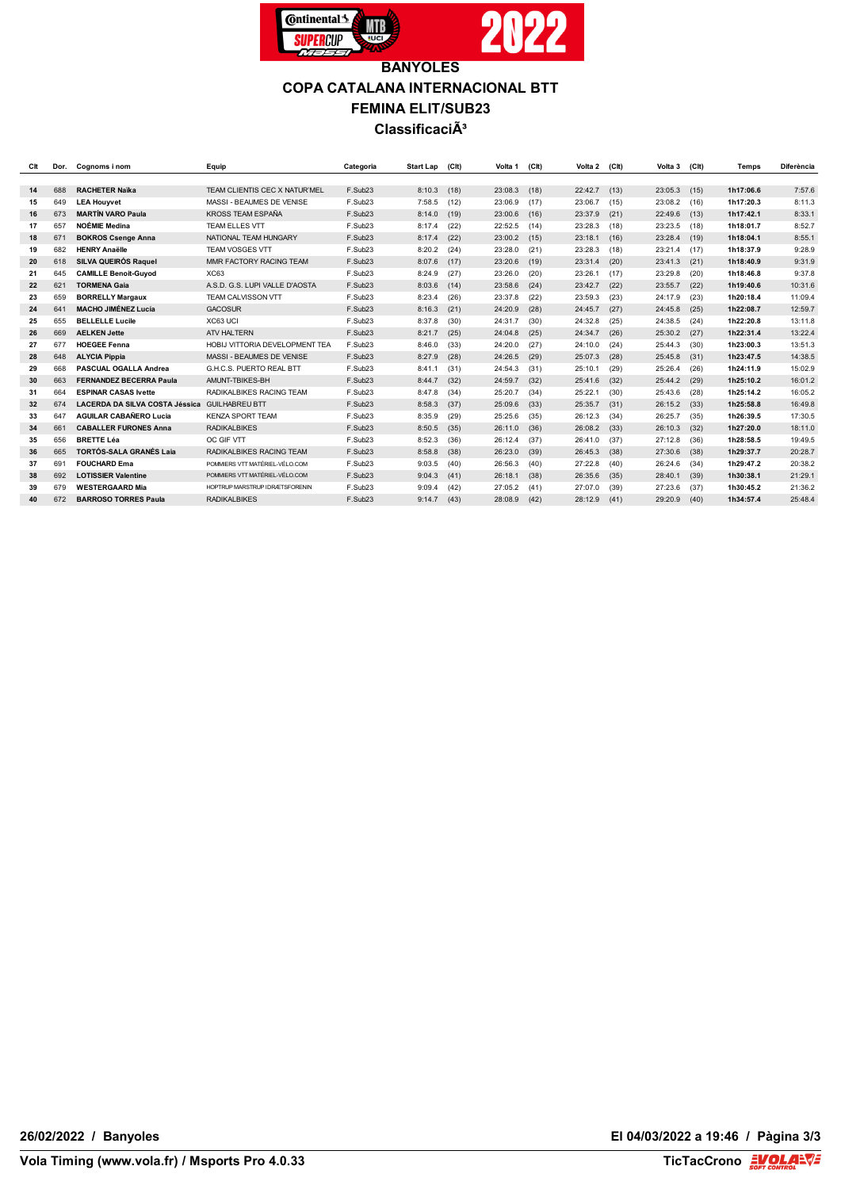# BANYOLES

## COPA CATALANA INTERNACIONAL BTT

## FEMINA ELIT/SUB23

## ClassificaciÃ³

| Clt | Dor. | Cognoms i nom | Equip | Categoria | Start Lap | (Clt) | Volta 1 | (Clt) | Volta 2 | (Clt) | Volta 3 | (Clt) | Temps | Diferència |
|---|---|---|---|---|---|---|---|---|---|---|---|---|---|---|
| 14 | 688 | **RACHETER Naïka** | TEAM CLIENTIS CEC X NATUR'MEL | F.Sub23 | 8:10.3 | (18) | 23:08.3 | (18) | 22:42.7 | (13) | 23:05.3 | (15) | **1h17:06.6** | 7:57.6 |
| 15 | 649 | **LEA Houyvet** | MASSI - BEAUMES DE VENISE | F.Sub23 | 7:58.5 | (12) | 23:06.9 | (17) | 23:06.7 | (15) | 23:08.2 | (16) | **1h17:20.3** | 8:11.3 |
| 16 | 673 | **MARTÍN VARO Paula** | KROSS TEAM ESPAÑA | F.Sub23 | 8:14.0 | (19) | 23:00.6 | (16) | 23:37.9 | (21) | 22:49.6 | (13) | **1h17:42.1** | 8:33.1 |
| 17 | 657 | **NOÉMIE Medina** | TEAM ELLES VTT | F.Sub23 | 8:17.4 | (22) | 22:52.5 | (14) | 23:28.3 | (18) | 23:23.5 | (18) | **1h18:01.7** | 8:52.7 |
| 18 | 671 | **BOKROS Csenge Anna** | NATIONAL TEAM HUNGARY | F.Sub23 | 8:17.4 | (22) | 23:00.2 | (15) | 23:18.1 | (16) | 23:28.4 | (19) | **1h18:04.1** | 8:55.1 |
| 19 | 682 | **HENRY Anaëlle** | TEAM VOSGES VTT | F.Sub23 | 8:20.2 | (24) | 23:28.0 | (21) | 23:28.3 | (18) | 23:21.4 | (17) | **1h18:37.9** | 9:28.9 |
| 20 | 618 | **SILVA QUEIRÓS Raquel** | MMR FACTORY RACING TEAM | F.Sub23 | 8:07.6 | (17) | 23:20.6 | (19) | 23:31.4 | (20) | 23:41.3 | (21) | **1h18:40.9** | 9:31.9 |
| 21 | 645 | **CAMILLE Benoit-Guyod** | XC63 | F.Sub23 | 8:24.9 | (27) | 23:26.0 | (20) | 23:26.1 | (17) | 23:29.8 | (20) | **1h18:46.8** | 9:37.8 |
| 22 | 621 | **TORMENA Gaia** | A.S.D. G.S. LUPI VALLE D'AOSTA | F.Sub23 | 8:03.6 | (14) | 23:58.6 | (24) | 23:42.7 | (22) | 23:55.7 | (22) | **1h19:40.6** | 10:31.6 |
| 23 | 659 | **BORRELLY Margaux** | TEAM CALVISSON VTT | F.Sub23 | 8:23.4 | (26) | 23:37.8 | (22) | 23:59.3 | (23) | 24:17.9 | (23) | **1h20:18.4** | 11:09.4 |
| 24 | 641 | **MACHO JIMÉNEZ Lucía** | GACOSUR | F.Sub23 | 8:16.3 | (21) | 24:20.9 | (28) | 24:45.7 | (27) | 24:45.8 | (25) | **1h22:08.7** | 12:59.7 |
| 25 | 655 | **BELLELLE Lucile** | XC63 UCI | F.Sub23 | 8:37.8 | (30) | 24:31.7 | (30) | 24:32.8 | (25) | 24:38.5 | (24) | **1h22:20.8** | 13:11.8 |
| 26 | 669 | **AELKEN Jette** | ATV HALTERN | F.Sub23 | 8:21.7 | (25) | 24:04.8 | (25) | 24:34.7 | (26) | 25:30.2 | (27) | **1h22:31.4** | 13:22.4 |
| 27 | 677 | **HOEGEE Fenna** | HOBIJ VITTORIA DEVELOPMENT TEA | F.Sub23 | 8:46.0 | (33) | 24:20.0 | (27) | 24:10.0 | (24) | 25:44.3 | (30) | **1h23:00.3** | 13:51.3 |
| 28 | 648 | **ALYCIA Pippia** | MASSI - BEAUMES DE VENISE | F.Sub23 | 8:27.9 | (28) | 24:26.5 | (29) | 25:07.3 | (28) | 25:45.8 | (31) | **1h23:47.5** | 14:38.5 |
| 29 | 668 | **PASCUAL OGALLA Andrea** | G.H.C.S. PUERTO REAL BTT | F.Sub23 | 8:41.1 | (31) | 24:54.3 | (31) | 25:10.1 | (29) | 25:26.4 | (26) | **1h24:11.9** | 15:02.9 |
| 30 | 663 | **FERNANDEZ BECERRA Paula** | AMUNT-TBIKES-BH | F.Sub23 | 8:44.7 | (32) | 24:59.7 | (32) | 25:41.6 | (32) | 25:44.2 | (29) | **1h25:10.2** | 16:01.2 |
| 31 | 664 | **ESPINAR CASAS Ivette** | RADIKALBIKES RACING TEAM | F.Sub23 | 8:47.8 | (34) | 25:20.7 | (34) | 25:22.1 | (30) | 25:43.6 | (28) | **1h25:14.2** | 16:05.2 |
| 32 | 674 | **LACERDA DA SILVA COSTA Jéssica** | GUILHABREU BTT | F.Sub23 | 8:58.3 | (37) | 25:09.6 | (33) | 25:35.7 | (31) | 26:15.2 | (33) | **1h25:58.8** | 16:49.8 |
| 33 | 647 | **AGUILAR CABAÑERO Lucia** | KENZA SPORT TEAM | F.Sub23 | 8:35.9 | (29) | 25:25.6 | (35) | 26:12.3 | (34) | 26:25.7 | (35) | **1h26:39.5** | 17:30.5 |
| 34 | 661 | **CABALLER FURONES Anna** | RADIKALBIKES | F.Sub23 | 8:50.5 | (35) | 26:11.0 | (36) | 26:08.2 | (33) | 26:10.3 | (32) | **1h27:20.0** | 18:11.0 |
| 35 | 656 | **BRETTE Léa** | OC GIF VTT | F.Sub23 | 8:52.3 | (36) | 26:12.4 | (37) | 26:41.0 | (37) | 27:12.8 | (36) | **1h28:58.5** | 19:49.5 |
| 36 | 665 | **TORTÓS-SALA GRANÉS Laia** | RADIKALBIKES RACING TEAM | F.Sub23 | 8:58.8 | (38) | 26:23.0 | (39) | 26:45.3 | (38) | 27:30.6 | (38) | **1h29:37.7** | 20:28.7 |
| 37 | 691 | **FOUCHARD Ema** | POMMIERS VTT MATÉRIEL-VÉLO.COM | F.Sub23 | 9:03.5 | (40) | 26:56.3 | (40) | 27:22.8 | (40) | 26:24.6 | (34) | **1h29:47.2** | 20:38.2 |
| 38 | 692 | **LOTISSIER Valentine** | POMMIERS VTT MATÉRIEL-VÉLO.COM | F.Sub23 | 9:04.3 | (41) | 26:18.1 | (38) | 26:35.6 | (35) | 28:40.1 | (39) | **1h30:38.1** | 21:29.1 |
| 39 | 679 | **WESTERGAARD Mia** | HOPTRUP MARSTRUP IDRÆTSFORENIN | F.Sub23 | 9:09.4 | (42) | 27:05.2 | (41) | 27:07.0 | (39) | 27:23.6 | (37) | **1h30:45.2** | 21:36.2 |
| 40 | 672 | **BARROSO TORRES Paula** | RADIKALBIKES | F.Sub23 | 9:14.7 | (43) | 28:08.9 | (42) | 28:12.9 | (41) | 29:20.9 | (40) | **1h34:57.4** | 25:48.4 |

**26/02/2022 / Banyoles**

**El 04/03/2022 a 19:46**

**Vola Timing (www.vola.fr) / Msports Pro 4.0.33**

**TicTacCrono**